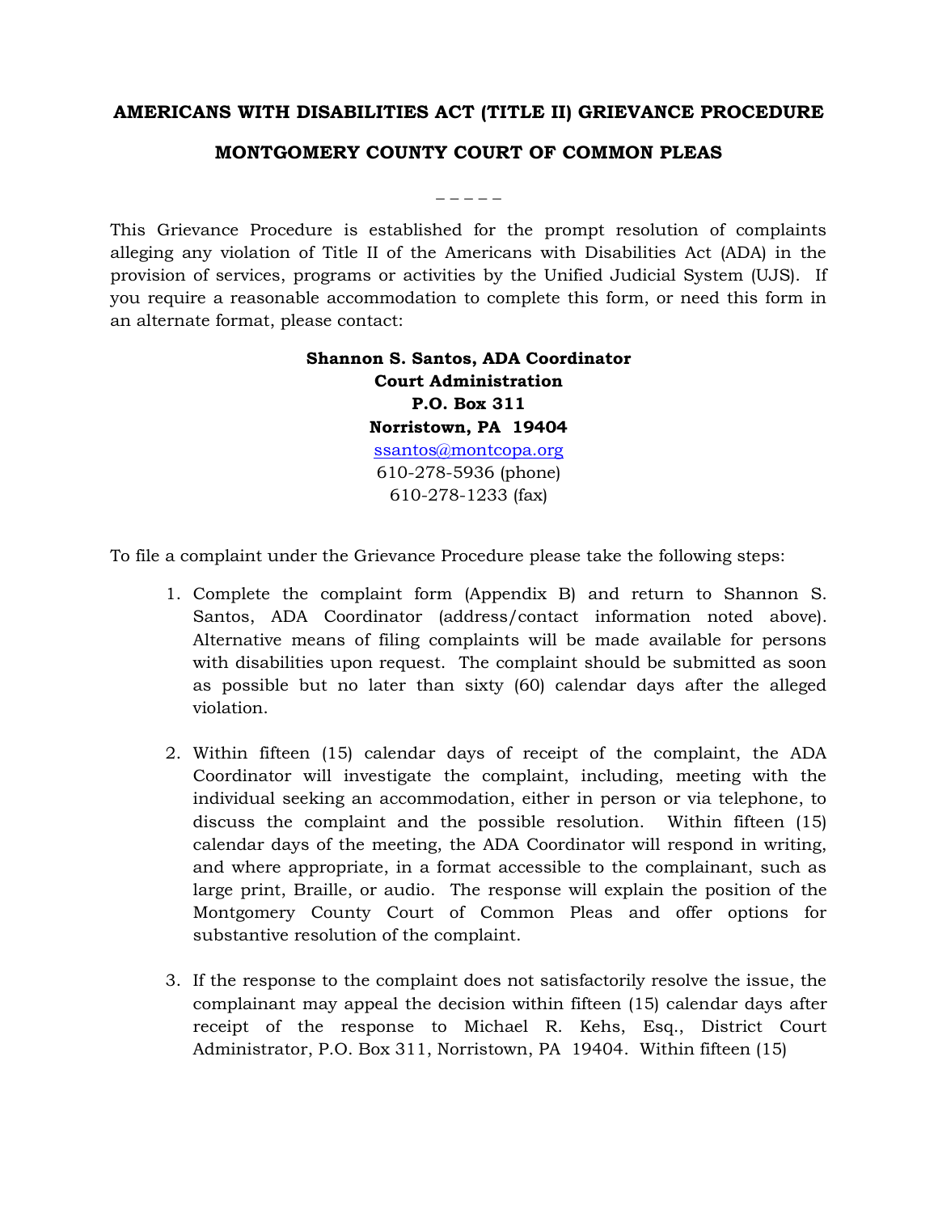# AMERICANS WITH DISABILITIES ACT (TITLE II) GRIEVANCE PROCEDURE

## MONTGOMERY COUNTY COURT OF COMMON PLEAS

– – – – –

This Grievance Procedure is established for the prompt resolution of complaints alleging any violation of Title II of the Americans with Disabilities Act (ADA) in the provision of services, programs or activities by the Unified Judicial System (UJS). If you require a reasonable accommodation to complete this form, or need this form in an alternate format, please contact:

**Shannon S. Santos, ADA Coordinator**
**Court Administration**
**P.O. Box 311**
**Norristown, PA 19404**
ssantos@montcopa.org
610-278-5936 (phone)
610-278-1233 (fax)

To file a complaint under the Grievance Procedure please take the following steps:

1. Complete the complaint form (Appendix B) and return to Shannon S. Santos, ADA Coordinator (address/contact information noted above). Alternative means of filing complaints will be made available for persons with disabilities upon request. The complaint should be submitted as soon as possible but no later than sixty (60) calendar days after the alleged violation.

2. Within fifteen (15) calendar days of receipt of the complaint, the ADA Coordinator will investigate the complaint, including, meeting with the individual seeking an accommodation, either in person or via telephone, to discuss the complaint and the possible resolution. Within fifteen (15) calendar days of the meeting, the ADA Coordinator will respond in writing, and where appropriate, in a format accessible to the complainant, such as large print, Braille, or audio. The response will explain the position of the Montgomery County Court of Common Pleas and offer options for substantive resolution of the complaint.

3. If the response to the complaint does not satisfactorily resolve the issue, the complainant may appeal the decision within fifteen (15) calendar days after receipt of the response to Michael R. Kehs, Esq., District Court Administrator, P.O. Box 311, Norristown, PA 19404. Within fifteen (15)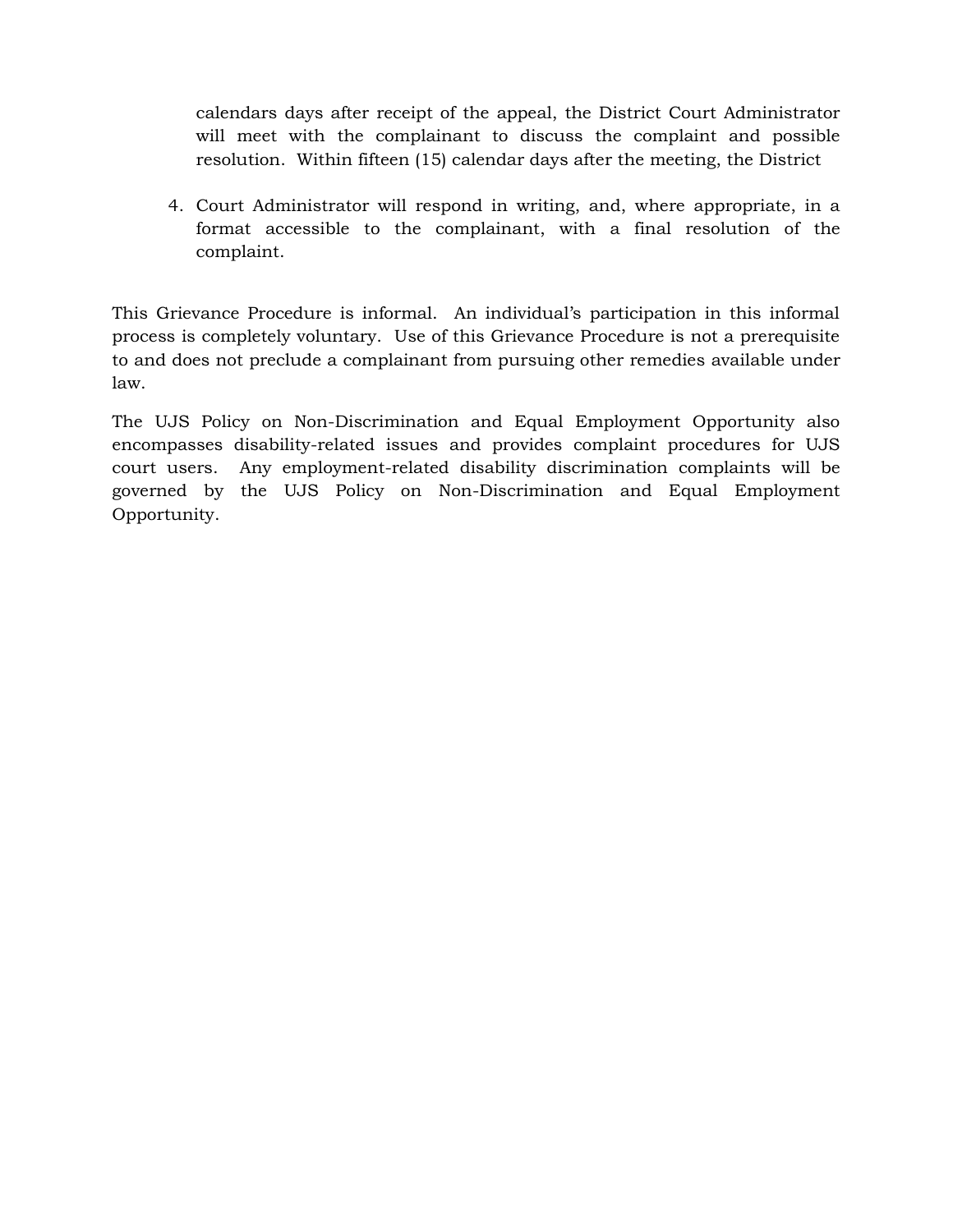calendars days after receipt of the appeal, the District Court Administrator will meet with the complainant to discuss the complaint and possible resolution. Within fifteen (15) calendar days after the meeting, the District

4. Court Administrator will respond in writing, and, where appropriate, in a format accessible to the complainant, with a final resolution of the complaint.

This Grievance Procedure is informal. An individual's participation in this informal process is completely voluntary. Use of this Grievance Procedure is not a prerequisite to and does not preclude a complainant from pursuing other remedies available under law.

The UJS Policy on Non-Discrimination and Equal Employment Opportunity also encompasses disability-related issues and provides complaint procedures for UJS court users. Any employment-related disability discrimination complaints will be governed by the UJS Policy on Non-Discrimination and Equal Employment Opportunity.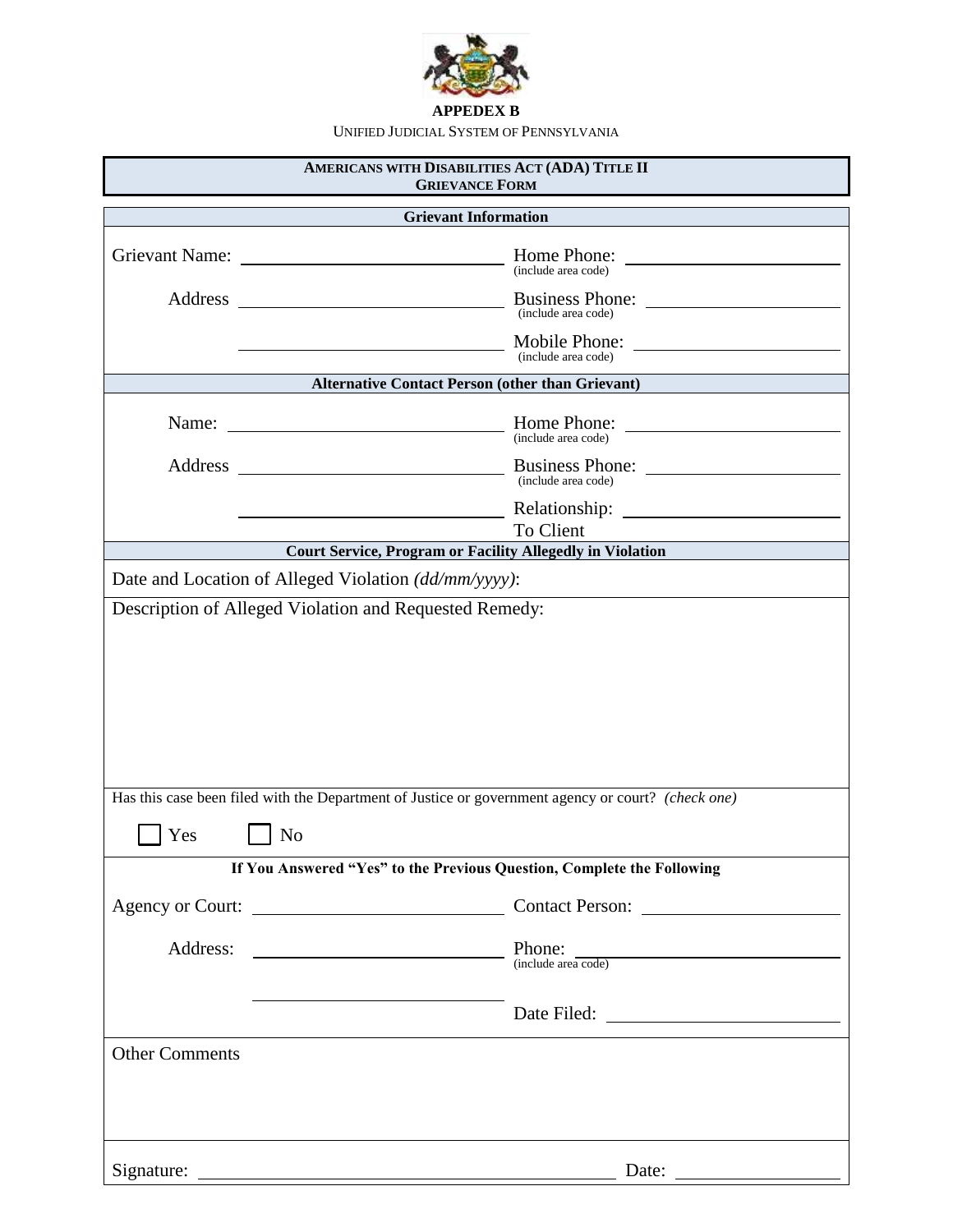**APPEDEX B**

UNIFIED JUDICIAL SYSTEM OF PENNSYLVANIA

## AMERICANS WITH DISABILITIES ACT (ADA) TITLE II GRIEVANCE FORM

### Grievant Information

| | |
|---|---|
| Grievant Name: ______________________ | Home Phone: (include area code) ______________________ |
| Address ______________________ | Business Phone: (include area code) ______________________ |
| ______________________ | Mobile Phone: (include area code) ______________________ |

### Alternative Contact Person (other than Grievant)

| | |
|---|---|
| Name: ______________________ | Home Phone: (include area code) ______________________ |
| Address ______________________ | Business Phone: (include area code) ______________________ |
| ______________________ | Relationship: To Client ______________________ |

### Court Service, Program or Facility Allegedly in Violation

Date and Location of Alleged Violation *(dd/mm/yyyy)*:

Description of Alleged Violation and Requested Remedy:

Has this case been filed with the Department of Justice or government agency or court? *(check one)*

☐ Yes ☐ No

### If You Answered "Yes" to the Previous Question, Complete the Following

| | |
|---|---|
| Agency or Court: ______________________ | Contact Person: ______________________ |
| Address: ______________________ | Phone: (include area code) ______________________ |
| ______________________ | Date Filed: ______________________ |

Other Comments

Signature: ______________________ Date: ______________________